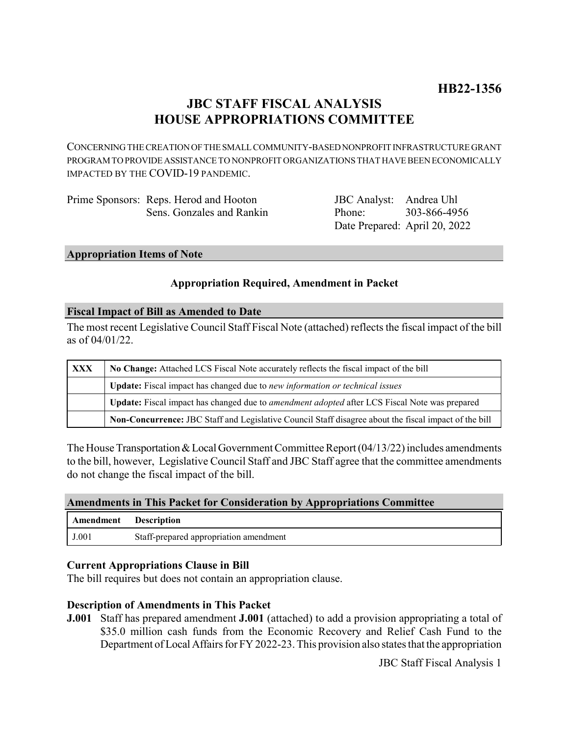**HB22-1356**

# JBC STAFF FISCAL ANALYSIS
# HOUSE APPROPRIATIONS COMMITTEE

CONCERNING THE CREATION OF THE SMALL COMMUNITY-BASED NONPROFIT INFRASTRUCTURE GRANT PROGRAM TO PROVIDE ASSISTANCE TO NONPROFIT ORGANIZATIONS THAT HAVE BEEN ECONOMICALLY IMPACTED BY THE COVID-19 PANDEMIC.

Prime Sponsors: Reps. Herod and Hooton
Sens. Gonzales and Rankin

JBC Analyst: Andrea Uhl
Phone: 303-866-4956
Date Prepared: April 20, 2022

## Appropriation Items of Note

**Appropriation Required, Amendment in Packet**

## Fiscal Impact of Bill as Amended to Date

The most recent Legislative Council Staff Fiscal Note (attached) reflects the fiscal impact of the bill as of 04/01/22.

| | |
|---|---|
| **XXX** | **No Change:** Attached LCS Fiscal Note accurately reflects the fiscal impact of the bill |
| | **Update:** Fiscal impact has changed due to *new information or technical issues* |
| | **Update:** Fiscal impact has changed due to *amendment adopted* after LCS Fiscal Note was prepared |
| | **Non-Concurrence:** JBC Staff and Legislative Council Staff disagree about the fiscal impact of the bill |

The House Transportation & Local Government Committee Report (04/13/22) includes amendments to the bill, however, Legislative Council Staff and JBC Staff agree that the committee amendments do not change the fiscal impact of the bill.

## Amendments in This Packet for Consideration by Appropriations Committee

| Amendment | Description |
|---|---|
| J.001 | Staff-prepared appropriation amendment |

### Current Appropriations Clause in Bill

The bill requires but does not contain an appropriation clause.

### Description of Amendments in This Packet

**J.001** Staff has prepared amendment **J.001** (attached) to add a provision appropriating a total of $35.0 million cash funds from the Economic Recovery and Relief Cash Fund to the Department of Local Affairs for FY 2022-23. This provision also states that the appropriation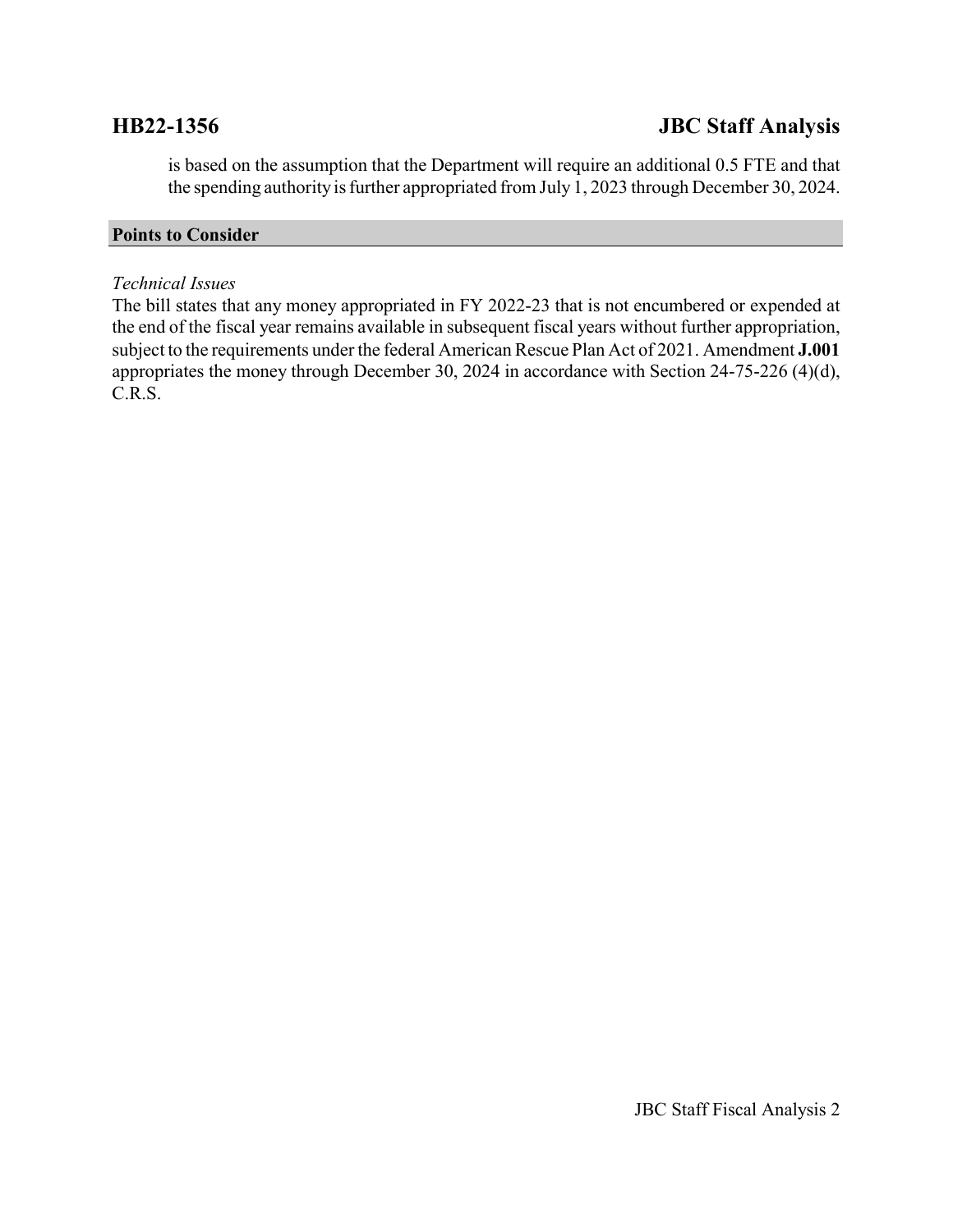is based on the assumption that the Department will require an additional 0.5 FTE and that the spending authority is further appropriated from July 1, 2023 through December 30, 2024.

## Points to Consider

*Technical Issues*

The bill states that any money appropriated in FY 2022-23 that is not encumbered or expended at the end of the fiscal year remains available in subsequent fiscal years without further appropriation, subject to the requirements under the federal American Rescue Plan Act of 2021. Amendment **J.001** appropriates the money through December 30, 2024 in accordance with Section 24-75-226 (4)(d), C.R.S.